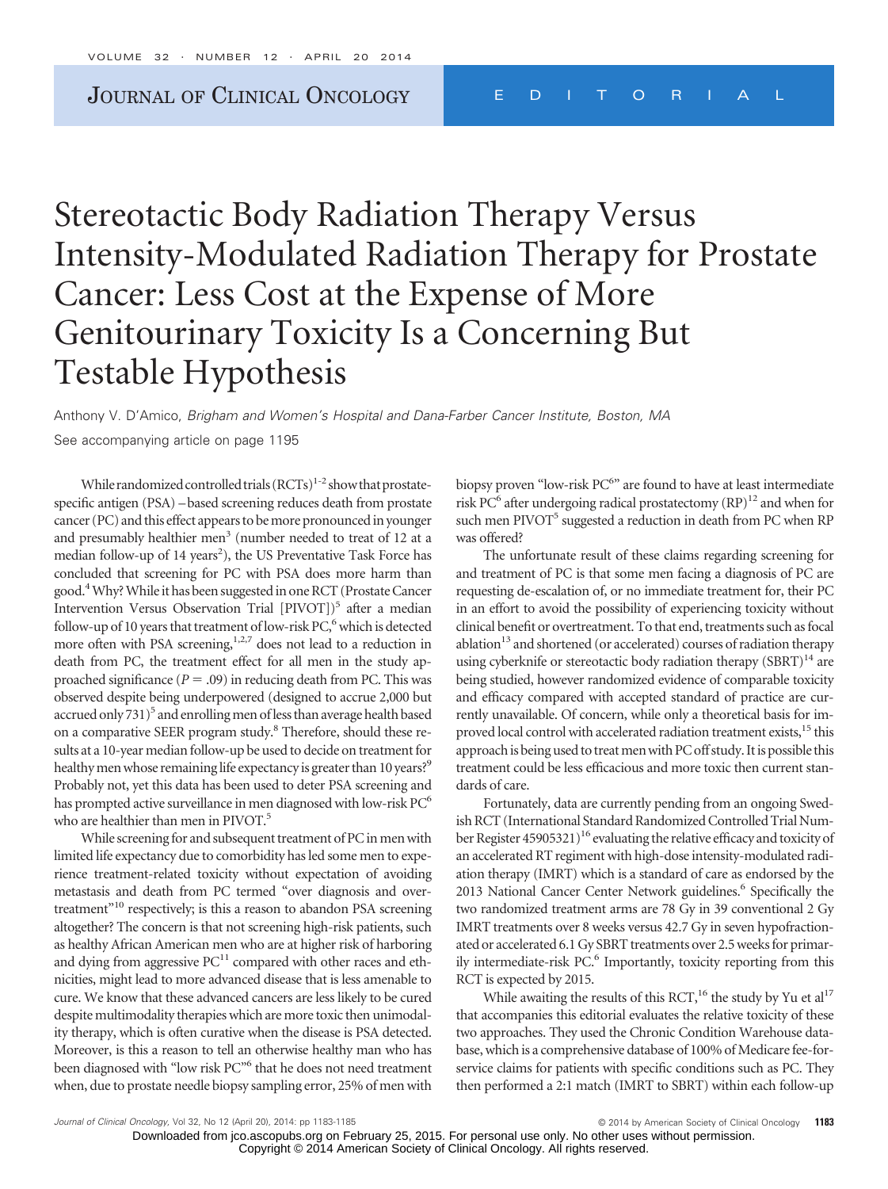EDITORIAL

# Stereotactic Body Radiation Therapy Versus Intensity-Modulated Radiation Therapy for Prostate Cancer: Less Cost at the Expense of More Genitourinary Toxicity Is a Concerning But Testable Hypothesis

Anthony V. D'Amico, *Brigham and Women's Hospital and Dana-Farber Cancer Institute, Boston, MA*

See accompanying article on page 1195

While randomized controlled trials (RCTs)[1-2] show that prostate-specific antigen (PSA) –based screening reduces death from prostate cancer (PC) and this effect appears to be more pronounced in younger and presumably healthier men[3] (number needed to treat of 12 at a median follow-up of 14 years[2]), the US Preventative Task Force has concluded that screening for PC with PSA does more harm than good.[4] Why? While it has been suggested in one RCT (Prostate Cancer Intervention Versus Observation Trial [PIVOT])[5] after a median follow-up of 10 years that treatment of low-risk PC,[6] which is detected more often with PSA screening,[1,2,7] does not lead to a reduction in death from PC, the treatment effect for all men in the study approached significance ($P = .09$) in reducing death from PC. This was observed despite being underpowered (designed to accrue 2,000 but accrued only 731)[5] and enrolling men of less than average health based on a comparative SEER program study.[8] Therefore, should these results at a 10-year median follow-up be used to decide on treatment for healthy men whose remaining life expectancy is greater than 10 years?[9] Probably not, yet this data has been used to deter PSA screening and has prompted active surveillance in men diagnosed with low-risk PC[6] who are healthier than men in PIVOT.[5]

While screening for and subsequent treatment of PC in men with limited life expectancy due to comorbidity has led some men to experience treatment-related toxicity without expectation of avoiding metastasis and death from PC termed "over diagnosis and overtreatment"[10] respectively; is this a reason to abandon PSA screening altogether? The concern is that not screening high-risk patients, such as healthy African American men who are at higher risk of harboring and dying from aggressive PC[11] compared with other races and ethnicities, might lead to more advanced disease that is less amenable to cure. We know that these advanced cancers are less likely to be cured despite multimodality therapies which are more toxic then unimodality therapy, which is often curative when the disease is PSA detected. Moreover, is this a reason to tell an otherwise healthy man who has been diagnosed with "low risk PC"[6] that he does not need treatment when, due to prostate needle biopsy sampling error, 25% of men with biopsy proven "low-risk PC[6]" are found to have at least intermediate risk PC[6] after undergoing radical prostatectomy (RP)[12] and when for such men PIVOT[5] suggested a reduction in death from PC when RP was offered?

The unfortunate result of these claims regarding screening for and treatment of PC is that some men facing a diagnosis of PC are requesting de-escalation of, or no immediate treatment for, their PC in an effort to avoid the possibility of experiencing toxicity without clinical benefit or overtreatment. To that end, treatments such as focal ablation[13] and shortened (or accelerated) courses of radiation therapy using cyberknife or stereotactic body radiation therapy (SBRT)[14] are being studied, however randomized evidence of comparable toxicity and efficacy compared with accepted standard of practice are currently unavailable. Of concern, while only a theoretical basis for improved local control with accelerated radiation treatment exists,[15] this approach is being used to treat men with PC off study. It is possible this treatment could be less efficacious and more toxic then current standards of care.

Fortunately, data are currently pending from an ongoing Swedish RCT (International Standard Randomized Controlled Trial Number Register 45905321)[16] evaluating the relative efficacy and toxicity of an accelerated RT regiment with high-dose intensity-modulated radiation therapy (IMRT) which is a standard of care as endorsed by the 2013 National Cancer Center Network guidelines.[6] Specifically the two randomized treatment arms are 78 Gy in 39 conventional 2 Gy IMRT treatments over 8 weeks versus 42.7 Gy in seven hypofractionated or accelerated 6.1 Gy SBRT treatments over 2.5 weeks for primarily intermediate-risk PC.[6] Importantly, toxicity reporting from this RCT is expected by 2015.

While awaiting the results of this RCT,[16] the study by Yu et al[17] that accompanies this editorial evaluates the relative toxicity of these two approaches. They used the Chronic Condition Warehouse database, which is a comprehensive database of 100% of Medicare fee-for-service claims for patients with specific conditions such as PC. They then performed a 2:1 match (IMRT to SBRT) within each follow-up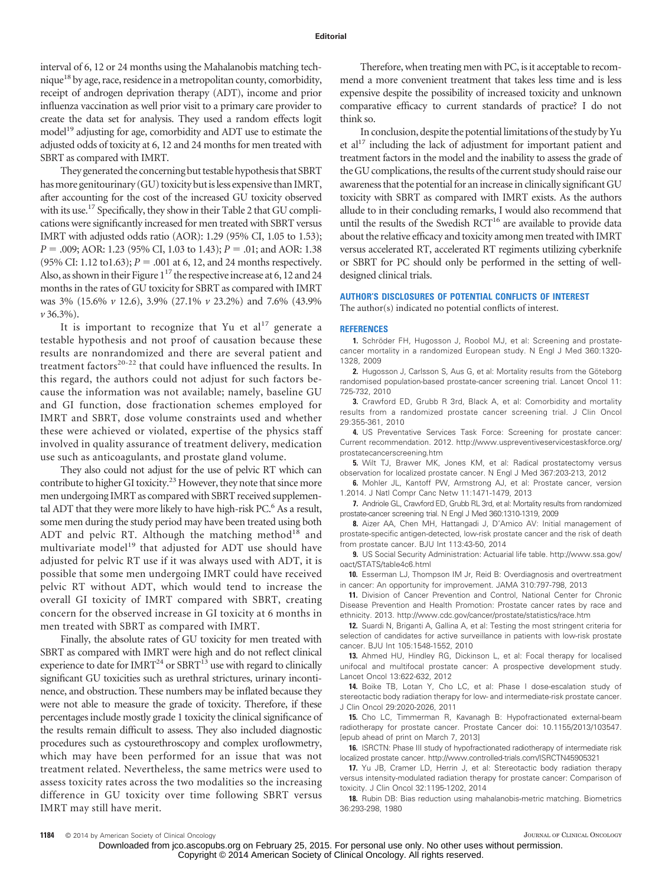interval of 6, 12 or 24 months using the Mahalanobis matching technique[18] by age, race, residence in a metropolitan county, comorbidity, receipt of androgen deprivation therapy (ADT), income and prior influenza vaccination as well prior visit to a primary care provider to create the data set for analysis. They used a random effects logit model[19] adjusting for age, comorbidity and ADT use to estimate the adjusted odds of toxicity at 6, 12 and 24 months for men treated with SBRT as compared with IMRT.

They generated the concerning but testable hypothesis that SBRT has more genitourinary (GU) toxicity but is less expensive than IMRT, after accounting for the cost of the increased GU toxicity observed with its use.[17] Specifically, they show in their Table 2 that GU complications were significantly increased for men treated with SBRT versus IMRT with adjusted odds ratio (AOR): 1.29 (95% CI, 1.05 to 1.53); $P = .009$; AOR: 1.23 (95% CI, 1.03 to 1.43); $P = .01$; and AOR: 1.38 (95% CI: 1.12 to1.63); $P = .001$ at 6, 12, and 24 months respectively. Also, as shown in their Figure 1[17] the respective increase at 6, 12 and 24 months in the rates of GU toxicity for SBRT as compared with IMRT was 3% (15.6% *v* 12.6), 3.9% (27.1% *v* 23.2%) and 7.6% (43.9% *v* 36.3%).

It is important to recognize that Yu et al[17] generate a testable hypothesis and not proof of causation because these results are nonrandomized and there are several patient and treatment factors[20-22] that could have influenced the results. In this regard, the authors could not adjust for such factors because the information was not available; namely, baseline GU and GI function, dose fractionation schemes employed for IMRT and SBRT, dose volume constraints used and whether these were achieved or violated, expertise of the physics staff involved in quality assurance of treatment delivery, medication use such as anticoagulants, and prostate gland volume.

They also could not adjust for the use of pelvic RT which can contribute to higher GI toxicity.[23] However, they note that since more men undergoing IMRT as compared with SBRT received supplemental ADT that they were more likely to have high-risk PC.[6] As a result, some men during the study period may have been treated using both ADT and pelvic RT. Although the matching method[18] and multivariate model[19] that adjusted for ADT use should have adjusted for pelvic RT use if it was always used with ADT, it is possible that some men undergoing IMRT could have received pelvic RT without ADT, which would tend to increase the overall GI toxicity of IMRT compared with SBRT, creating concern for the observed increase in GI toxicity at 6 months in men treated with SBRT as compared with IMRT.

Finally, the absolute rates of GU toxicity for men treated with SBRT as compared with IMRT were high and do not reflect clinical experience to date for IMRT[24] or SBRT[13] use with regard to clinically significant GU toxicities such as urethral strictures, urinary incontinence, and obstruction. These numbers may be inflated because they were not able to measure the grade of toxicity. Therefore, if these percentages include mostly grade 1 toxicity the clinical significance of the results remain difficult to assess. They also included diagnostic procedures such as cystourethroscopy and complex uroflowmetry, which may have been performed for an issue that was not treatment related. Nevertheless, the same metrics were used to assess toxicity rates across the two modalities so the increasing difference in GU toxicity over time following SBRT versus IMRT may still have merit.

Therefore, when treating men with PC, is it acceptable to recommend a more convenient treatment that takes less time and is less expensive despite the possibility of increased toxicity and unknown comparative efficacy to current standards of practice? I do not think so.

In conclusion, despite the potential limitations of the study by Yu et al[17] including the lack of adjustment for important patient and treatment factors in the model and the inability to assess the grade of the GU complications, the results of the current study should raise our awareness that the potential for an increase in clinically significant GU toxicity with SBRT as compared with IMRT exists. As the authors allude to in their concluding remarks, I would also recommend that until the results of the Swedish RCT[16] are available to provide data about the relative efficacy and toxicity among men treated with IMRT versus accelerated RT, accelerated RT regiments utilizing cyberknife or SBRT for PC should only be performed in the setting of well-designed clinical trials.

## AUTHOR'S DISCLOSURES OF POTENTIAL CONFLICTS OF INTEREST

The author(s) indicated no potential conflicts of interest.

## REFERENCES

1. Schröder FH, Hugosson J, Roobol MJ, et al: Screening and prostate-cancer mortality in a randomized European study. N Engl J Med 360:1320-1328, 2009
2. Hugosson J, Carlsson S, Aus G, et al: Mortality results from the Göteborg randomised population-based prostate-cancer screening trial. Lancet Oncol 11: 725-732, 2010
3. Crawford ED, Grubb R 3rd, Black A, et al: Comorbidity and mortality results from a randomized prostate cancer screening trial. J Clin Oncol 29:355-361, 2010
4. US Preventative Services Task Force: Screening for prostate cancer: Current recommendation. 2012. http://www.uspreventiveservicestaskforce.org/prostatecancerscreening.htm
5. Wilt TJ, Brawer MK, Jones KM, et al: Radical prostatectomy versus observation for localized prostate cancer. N Engl J Med 367:203-213, 2012
6. Mohler JL, Kantoff PW, Armstrong AJ, et al: Prostate cancer, version 1.2014. J Natl Compr Canc Netw 11:1471-1479, 2013
7. Andriole GL, Crawford ED, Grubb RL 3rd, et al: Mortality results from randomized prostate-cancer screening trial. N Engl J Med 360:1310-1319, 2009
8. Aizer AA, Chen MH, Hattangadi J, D'Amico AV: Initial management of prostate-specific antigen-detected, low-risk prostate cancer and the risk of death from prostate cancer. BJU Int 113:43-50, 2014
9. US Social Security Administration: Actuarial life table. http://www.ssa.gov/oact/STATS/table4c6.html
10. Esserman LJ, Thompson IM Jr, Reid B: Overdiagnosis and overtreatment in cancer: An opportunity for improvement. JAMA 310:797-798, 2013
11. Division of Cancer Prevention and Control, National Center for Chronic Disease Prevention and Health Promotion: Prostate cancer rates by race and ethnicity. 2013. http://www.cdc.gov/cancer/prostate/statistics/race.htm
12. Suardi N, Briganti A, Gallina A, et al: Testing the most stringent criteria for selection of candidates for active surveillance in patients with low-risk prostate cancer. BJU Int 105:1548-1552, 2010
13. Ahmed HU, Hindley RG, Dickinson L, et al: Focal therapy for localised unifocal and multifocal prostate cancer: A prospective development study. Lancet Oncol 13:622-632, 2012
14. Boike TB, Lotan Y, Cho LC, et al: Phase I dose-escalation study of stereotactic body radiation therapy for low- and intermediate-risk prostate cancer. J Clin Oncol 29:2020-2026, 2011
15. Cho LC, Timmerman R, Kavanagh B: Hypofractionated external-beam radiotherapy for prostate cancer. Prostate Cancer doi: 10.1155/2013/103547. [epub ahead of print on March 7, 2013]
16. ISRCTN: Phase III study of hypofractionated radiotherapy of intermediate risk localized prostate cancer. http://www.controlled-trials.com/ISRCTN45905321
17. Yu JB, Cramer LD, Herrin J, et al: Stereotactic body radiation therapy versus intensity-modulated radiation therapy for prostate cancer: Comparison of toxicity. J Clin Oncol 32:1195-1202, 2014
18. Rubin DB: Bias reduction using mahalanobis-metric matching. Biometrics 36:293-298, 1980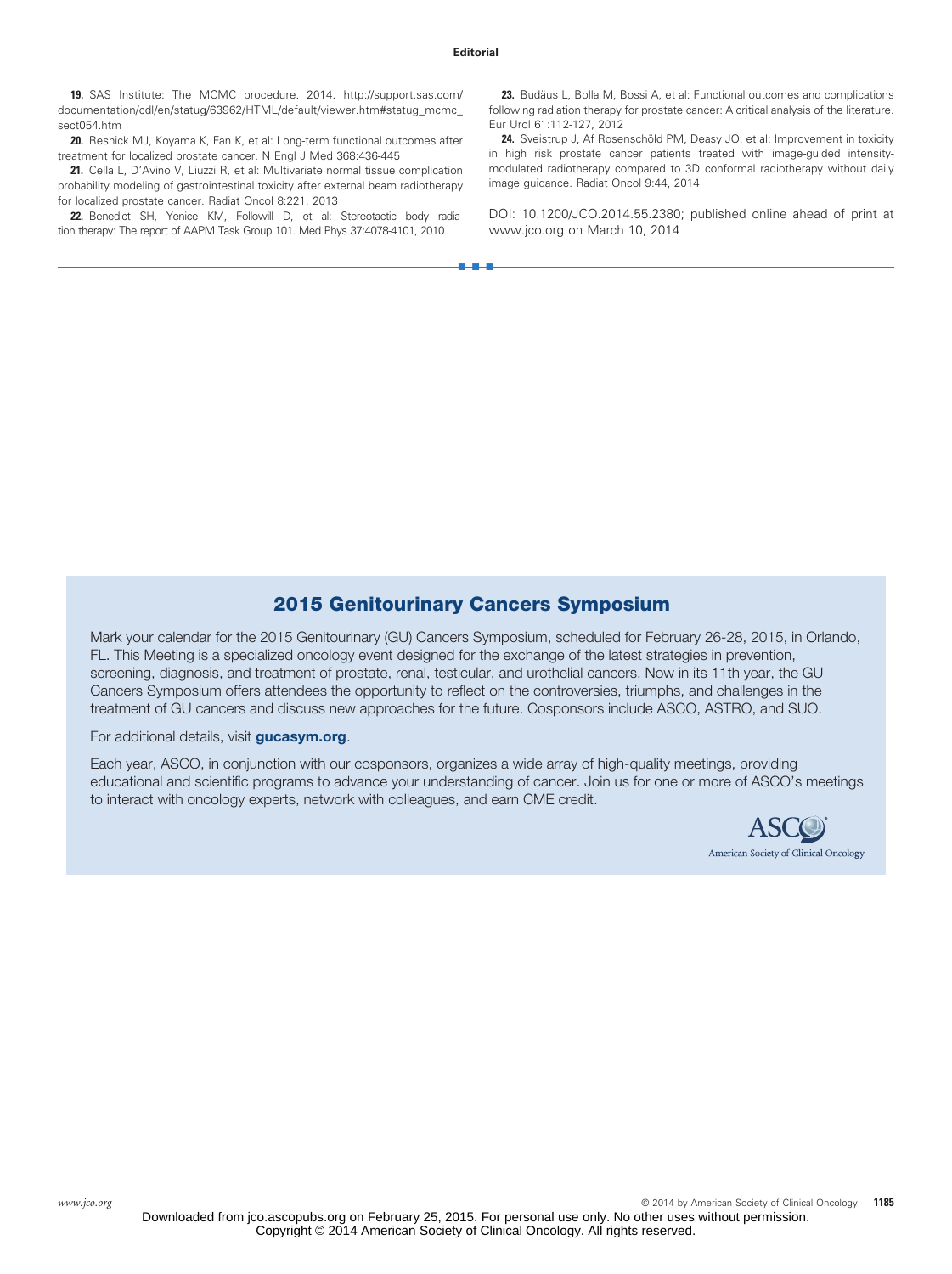**19.** SAS Institute: The MCMC procedure. 2014. http://support.sas.com/documentation/cdl/en/statug/63962/HTML/default/viewer.htm#statug_mcmc_sect054.htm

**20.** Resnick MJ, Koyama K, Fan K, et al: Long-term functional outcomes after treatment for localized prostate cancer. N Engl J Med 368:436-445

**21.** Cella L, D'Avino V, Liuzzi R, et al: Multivariate normal tissue complication probability modeling of gastrointestinal toxicity after external beam radiotherapy for localized prostate cancer. Radiat Oncol 8:221, 2013

**22.** Benedict SH, Yenice KM, Followill D, et al: Stereotactic body radiation therapy: The report of AAPM Task Group 101. Med Phys 37:4078-4101, 2010

**23.** Budäus L, Bolla M, Bossi A, et al: Functional outcomes and complications following radiation therapy for prostate cancer: A critical analysis of the literature. Eur Urol 61:112-127, 2012

**24.** Sveistrup J, Af Rosenschöld PM, Deasy JO, et al: Improvement in toxicity in high risk prostate cancer patients treated with image-guided intensity-modulated radiotherapy compared to 3D conformal radiotherapy without daily image guidance. Radiat Oncol 9:44, 2014

DOI: 10.1200/JCO.2014.55.2380; published online ahead of print at www.jco.org on March 10, 2014

## 2015 Genitourinary Cancers Symposium

Mark your calendar for the 2015 Genitourinary (GU) Cancers Symposium, scheduled for February 26-28, 2015, in Orlando, FL. This Meeting is a specialized oncology event designed for the exchange of the latest strategies in prevention, screening, diagnosis, and treatment of prostate, renal, testicular, and urothelial cancers. Now in its 11th year, the GU Cancers Symposium offers attendees the opportunity to reflect on the controversies, triumphs, and challenges in the treatment of GU cancers and discuss new approaches for the future. Cosponsors include ASCO, ASTRO, and SUO.

For additional details, visit **gucasym.org**.

Each year, ASCO, in conjunction with our cosponsors, organizes a wide array of high-quality meetings, providing educational and scientific programs to advance your understanding of cancer. Join us for one or more of ASCO's meetings to interact with oncology experts, network with colleagues, and earn CME credit.

ASCO
American Society of Clinical Oncology